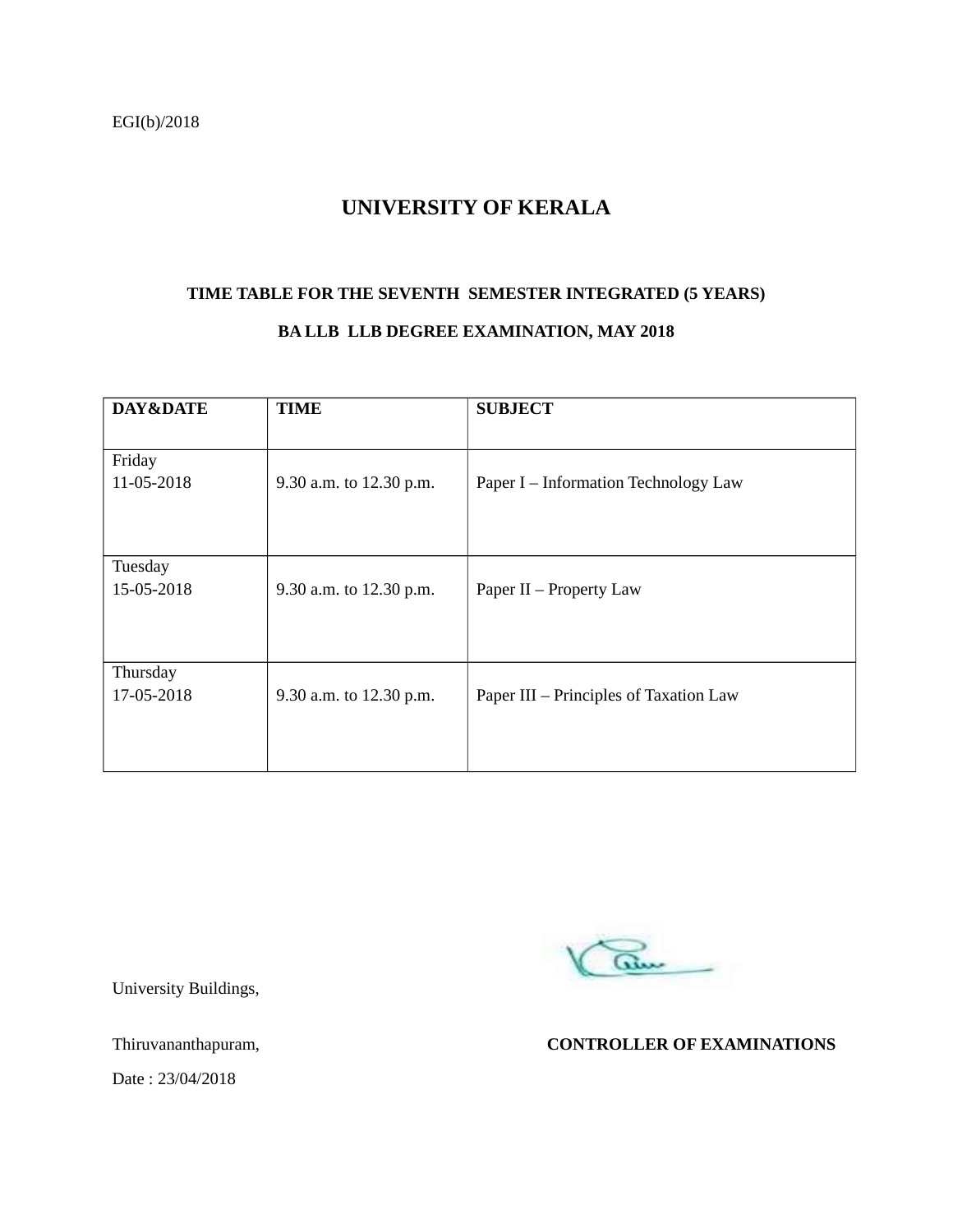EGI(b)/2018

# UNIVERSITY OF KERALA

### TIME TABLE FOR THE SEVENTH SEMESTER INTEGRATED (5 YEARS)

### BA LLB LLB DEGREE EXAMINATION, MAY 2018

| DAY&DATE | TIME | SUBJECT |
|---|---|---|
| Friday 11-05-2018 | 9.30 a.m. to 12.30 p.m. | Paper I – Information Technology Law |
| Tuesday 15-05-2018 | 9.30 a.m. to 12.30 p.m. | Paper II – Property Law |
| Thursday 17-05-2018 | 9.30 a.m. to 12.30 p.m. | Paper III – Principles of Taxation Law |

University Buildings,

Thiruvananthapuram,

Date : 23/04/2018

**CONTROLLER OF EXAMINATIONS**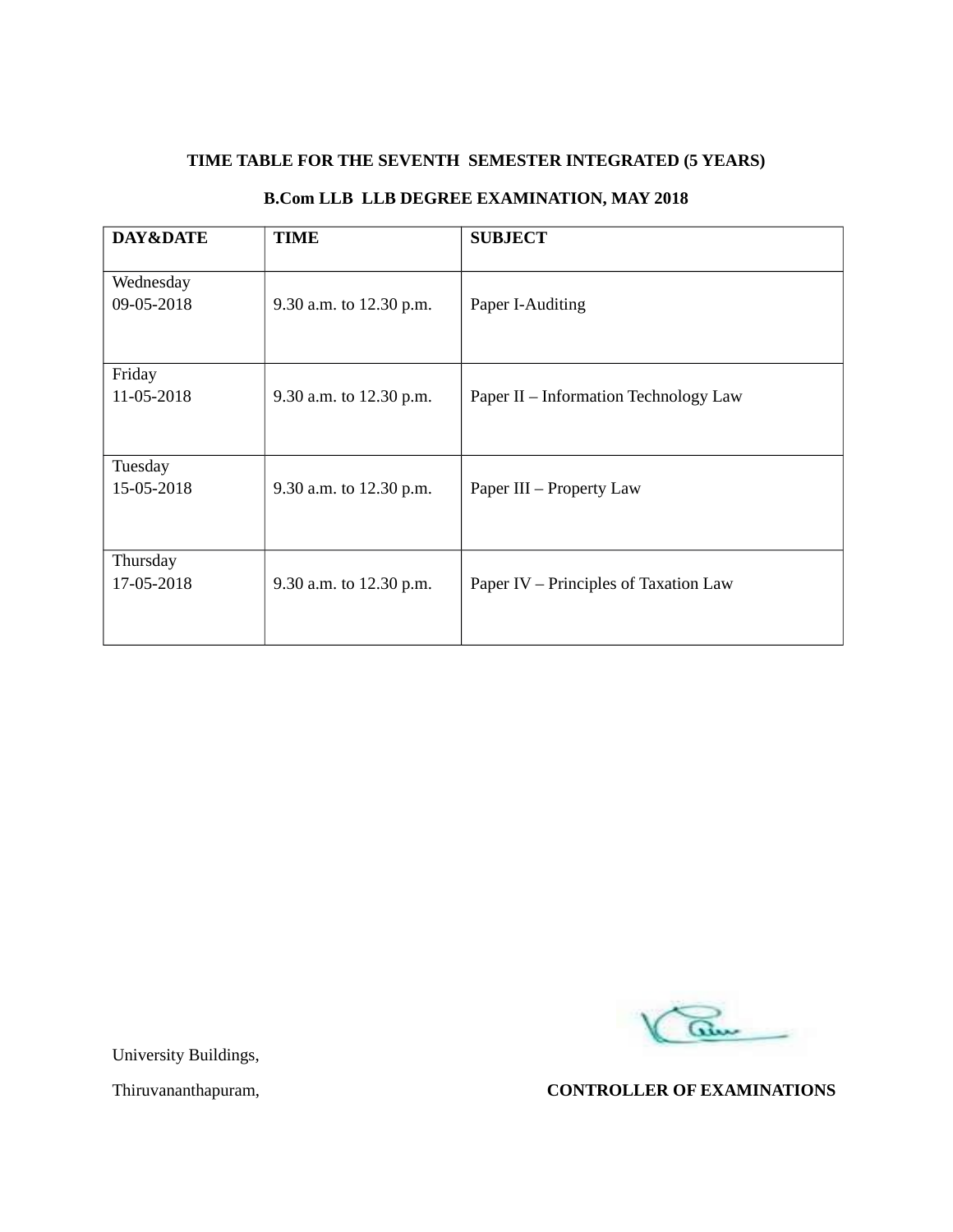**TIME TABLE FOR THE SEVENTH SEMESTER INTEGRATED (5 YEARS)**

**B.Com LLB LLB DEGREE EXAMINATION, MAY 2018**

| DAY&DATE | TIME | SUBJECT |
|---|---|---|
| Wednesday 09-05-2018 | 9.30 a.m. to 12.30 p.m. | Paper I-Auditing |
| Friday 11-05-2018 | 9.30 a.m. to 12.30 p.m. | Paper II – Information Technology Law |
| Tuesday 15-05-2018 | 9.30 a.m. to 12.30 p.m. | Paper III – Property Law |
| Thursday 17-05-2018 | 9.30 a.m. to 12.30 p.m. | Paper IV – Principles of Taxation Law |

University Buildings,

Thiruvananthapuram,

**CONTROLLER OF EXAMINATIONS**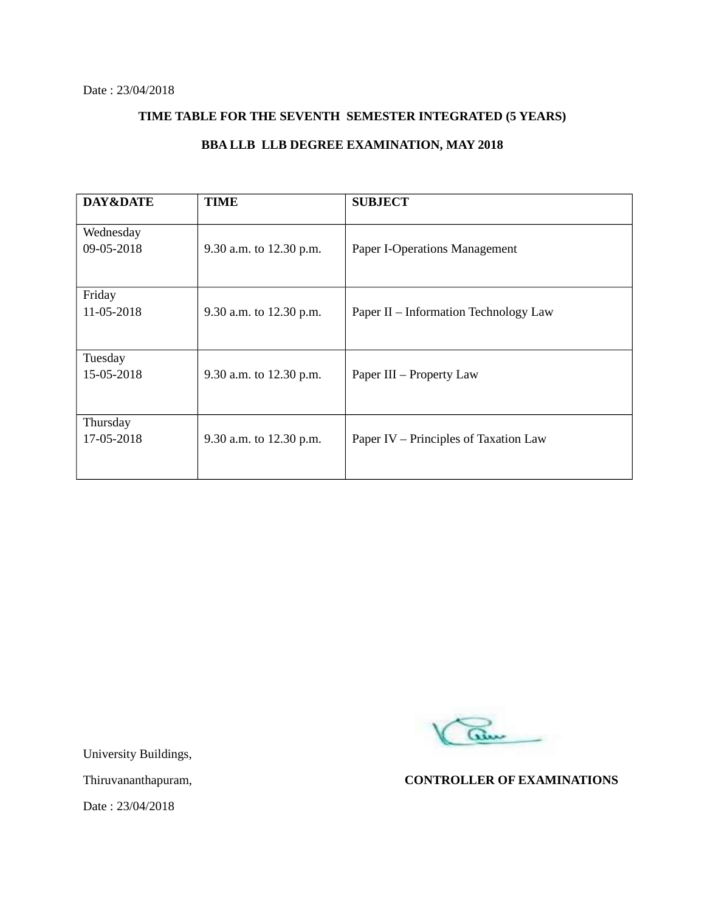Date : 23/04/2018

**TIME TABLE FOR THE SEVENTH SEMESTER INTEGRATED (5 YEARS)**

**BBA LLB LLB DEGREE EXAMINATION, MAY 2018**

| DAY&DATE | TIME | SUBJECT |
|---|---|---|
| Wednesday 09-05-2018 | 9.30 a.m. to 12.30 p.m. | Paper I-Operations Management |
| Friday 11-05-2018 | 9.30 a.m. to 12.30 p.m. | Paper II – Information Technology Law |
| Tuesday 15-05-2018 | 9.30 a.m. to 12.30 p.m. | Paper III – Property Law |
| Thursday 17-05-2018 | 9.30 a.m. to 12.30 p.m. | Paper IV – Principles of Taxation Law |

University Buildings,

Thiruvananthapuram,

Date : 23/04/2018

**CONTROLLER OF EXAMINATIONS**